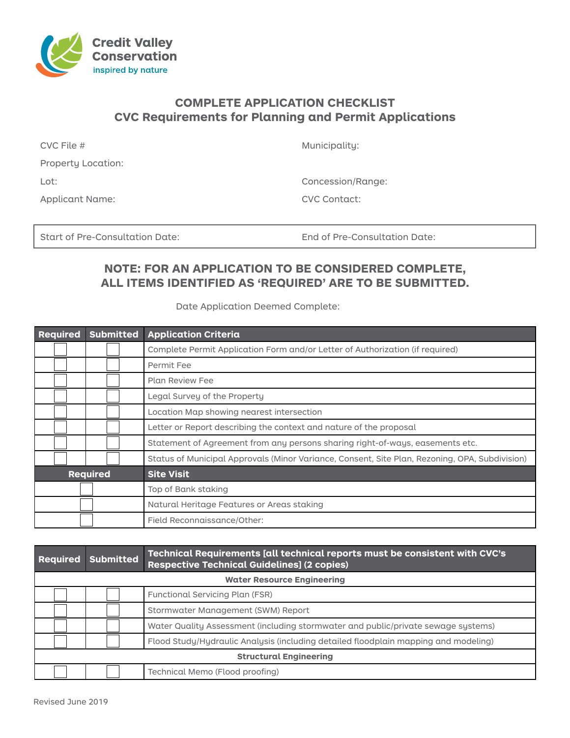Credit Valley Conservation
inspired by nature

## COMPLETE APPLICATION CHECKLIST
## CVC Requirements for Planning and Permit Applications

CVC File #

Municipality:

Property Location:

Lot:

Concession/Range:

Applicant Name:

CVC Contact:

Start of Pre-Consultation Date:

End of Pre-Consultation Date:

### NOTE: FOR AN APPLICATION TO BE CONSIDERED COMPLETE, ALL ITEMS IDENTIFIED AS 'REQUIRED' ARE TO BE SUBMITTED.

Date Application Deemed Complete:

| Required | Submitted | Application Criteria |
|---|---|---|
| ☐ | ☐ | Complete Permit Application Form and/or Letter of Authorization (if required) |
| ☐ | ☐ | Permit Fee |
| ☐ | ☐ | Plan Review Fee |
| ☐ | ☐ | Legal Survey of the Property |
| ☐ | ☐ | Location Map showing nearest intersection |
| ☐ | ☐ | Letter or Report describing the context and nature of the proposal |
| ☐ | ☐ | Statement of Agreement from any persons sharing right-of-ways, easements etc. |
| ☐ | ☐ | Status of Municipal Approvals (Minor Variance, Consent, Site Plan, Rezoning, OPA, Subdivision) |
| **Required** | | **Site Visit** |
| ☐ | | Top of Bank staking |
| ☐ | | Natural Heritage Features or Areas staking |
| ☐ | | Field Reconnaissance/Other: |

| Required | Submitted | Technical Requirements [all technical reports must be consistent with CVC's Respective Technical Guidelines] (2 copies) |
|---|---|---|
| | | **Water Resource Engineering** |
| ☐ | ☐ | Functional Servicing Plan (FSR) |
| ☐ | ☐ | Stormwater Management (SWM) Report |
| ☐ | ☐ | Water Quality Assessment (including stormwater and public/private sewage systems) |
| ☐ | ☐ | Flood Study/Hydraulic Analysis (including detailed floodplain mapping and modeling) |
| | | **Structural Engineering** |
| ☐ | ☐ | Technical Memo (Flood proofing) |

Revised June 2019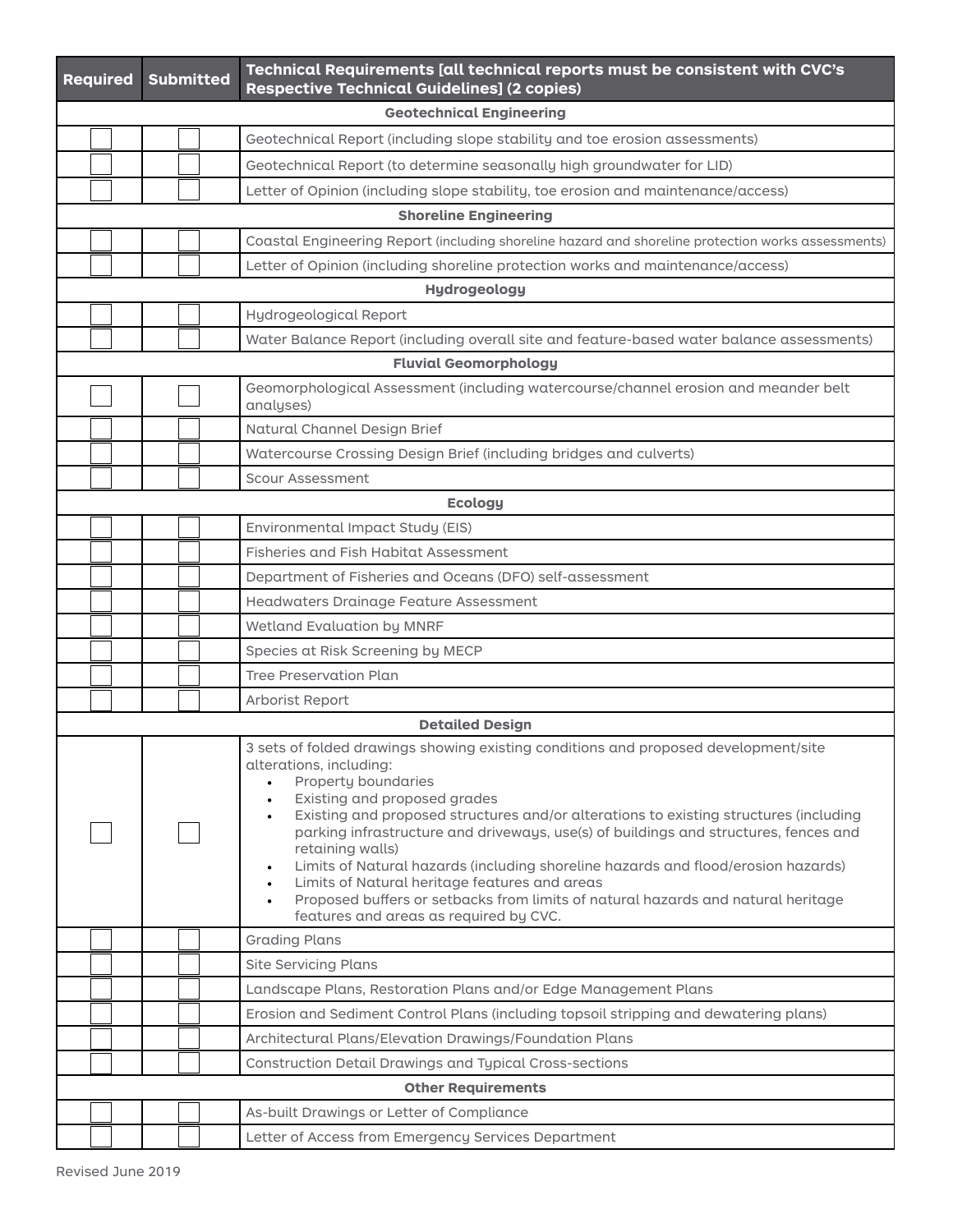| Required | Submitted | Technical Requirements [all technical reports must be consistent with CVC's Respective Technical Guidelines] (2 copies) |
|---|---|---|
| | | **Geotechnical Engineering** |
| ☐ | ☐ | Geotechnical Report (including slope stability and toe erosion assessments) |
| ☐ | ☐ | Geotechnical Report (to determine seasonally high groundwater for LID) |
| ☐ | ☐ | Letter of Opinion (including slope stability, toe erosion and maintenance/access) |
| | | **Shoreline Engineering** |
| ☐ | ☐ | Coastal Engineering Report (including shoreline hazard and shoreline protection works assessments) |
| ☐ | ☐ | Letter of Opinion (including shoreline protection works and maintenance/access) |
| | | **Hydrogeology** |
| ☐ | ☐ | Hydrogeological Report |
| ☐ | ☐ | Water Balance Report (including overall site and feature-based water balance assessments) |
| | | **Fluvial Geomorphology** |
| ☐ | ☐ | Geomorphological Assessment (including watercourse/channel erosion and meander belt analyses) |
| ☐ | ☐ | Natural Channel Design Brief |
| ☐ | ☐ | Watercourse Crossing Design Brief (including bridges and culverts) |
| ☐ | ☐ | Scour Assessment |
| | | **Ecology** |
| ☐ | ☐ | Environmental Impact Study (EIS) |
| ☐ | ☐ | Fisheries and Fish Habitat Assessment |
| ☐ | ☐ | Department of Fisheries and Oceans (DFO) self-assessment |
| ☐ | ☐ | Headwaters Drainage Feature Assessment |
| ☐ | ☐ | Wetland Evaluation by MNRF |
| ☐ | ☐ | Species at Risk Screening by MECP |
| ☐ | ☐ | Tree Preservation Plan |
| ☐ | ☐ | Arborist Report |
| | | **Detailed Design** |
| ☐ | ☐ | 3 sets of folded drawings showing existing conditions and proposed development/site alterations, including: <br>• Property boundaries <br>• Existing and proposed grades <br>• Existing and proposed structures and/or alterations to existing structures (including parking infrastructure and driveways, use(s) of buildings and structures, fences and retaining walls) <br>• Limits of Natural hazards (including shoreline hazards and flood/erosion hazards) <br>• Limits of Natural heritage features and areas <br>• Proposed buffers or setbacks from limits of natural hazards and natural heritage features and areas as required by CVC. |
| ☐ | ☐ | Grading Plans |
| ☐ | ☐ | Site Servicing Plans |
| ☐ | ☐ | Landscape Plans, Restoration Plans and/or Edge Management Plans |
| ☐ | ☐ | Erosion and Sediment Control Plans (including topsoil stripping and dewatering plans) |
| ☐ | ☐ | Architectural Plans/Elevation Drawings/Foundation Plans |
| ☐ | ☐ | Construction Detail Drawings and Typical Cross-sections |
| | | **Other Requirements** |
| ☐ | ☐ | As-built Drawings or Letter of Compliance |
| ☐ | ☐ | Letter of Access from Emergency Services Department |

Revised June 2019